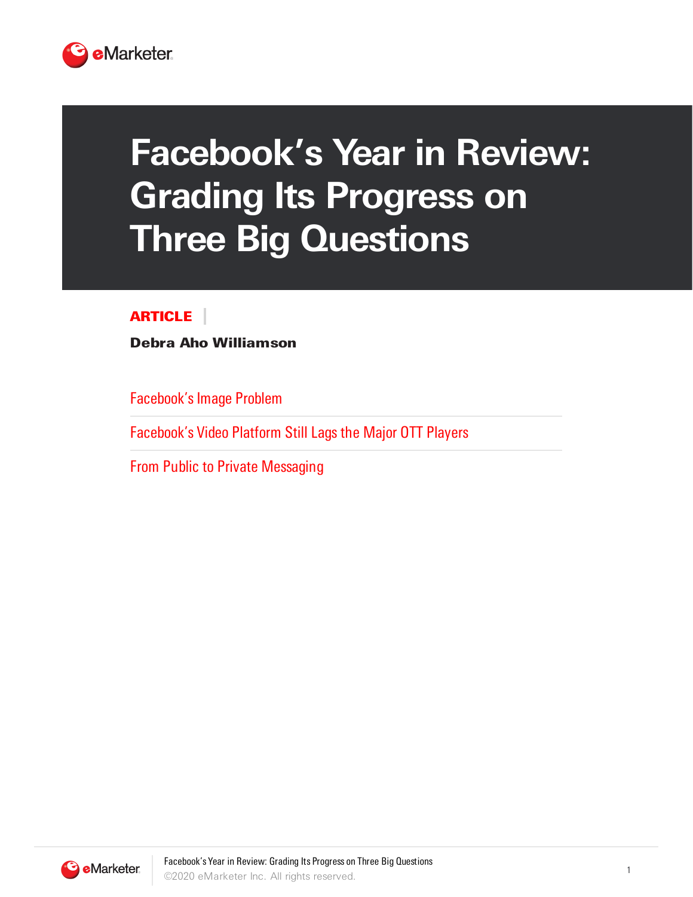# Facebook's Year in Review: Grading Its Progress on Three Big Questions

**ARTICLE**

**Debra Aho Williamson**

- Facebook's Image Problem
- Facebook's Video Platform Still Lags the Major OTT Players
- From Public to Private Messaging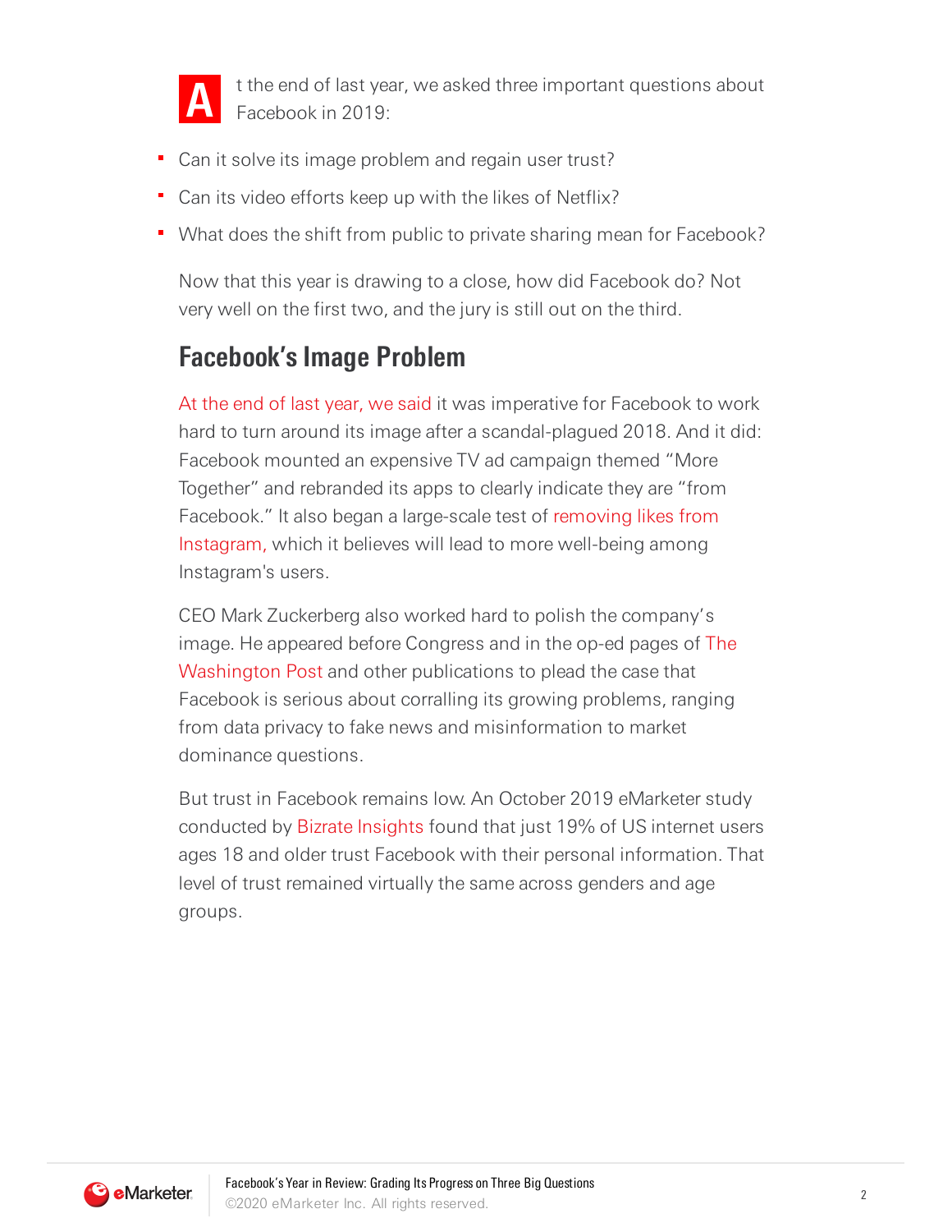At the end of last year, we asked three important questions about Facebook in 2019:

- Can it solve its image problem and regain user trust?
- Can its video efforts keep up with the likes of Netflix?
- What does the shift from public to private sharing mean for Facebook?

Now that this year is drawing to a close, how did Facebook do? Not very well on the first two, and the jury is still out on the third.

## Facebook's Image Problem

At the end of last year, we said it was imperative for Facebook to work hard to turn around its image after a scandal-plagued 2018. And it did: Facebook mounted an expensive TV ad campaign themed "More Together" and rebranded its apps to clearly indicate they are "from Facebook." It also began a large-scale test of removing likes from Instagram, which it believes will lead to more well-being among Instagram's users.

CEO Mark Zuckerberg also worked hard to polish the company's image. He appeared before Congress and in the op-ed pages of The Washington Post and other publications to plead the case that Facebook is serious about corralling its growing problems, ranging from data privacy to fake news and misinformation to market dominance questions.

But trust in Facebook remains low. An October 2019 eMarketer study conducted by Bizrate Insights found that just 19% of US internet users ages 18 and older trust Facebook with their personal information. That level of trust remained virtually the same across genders and age groups.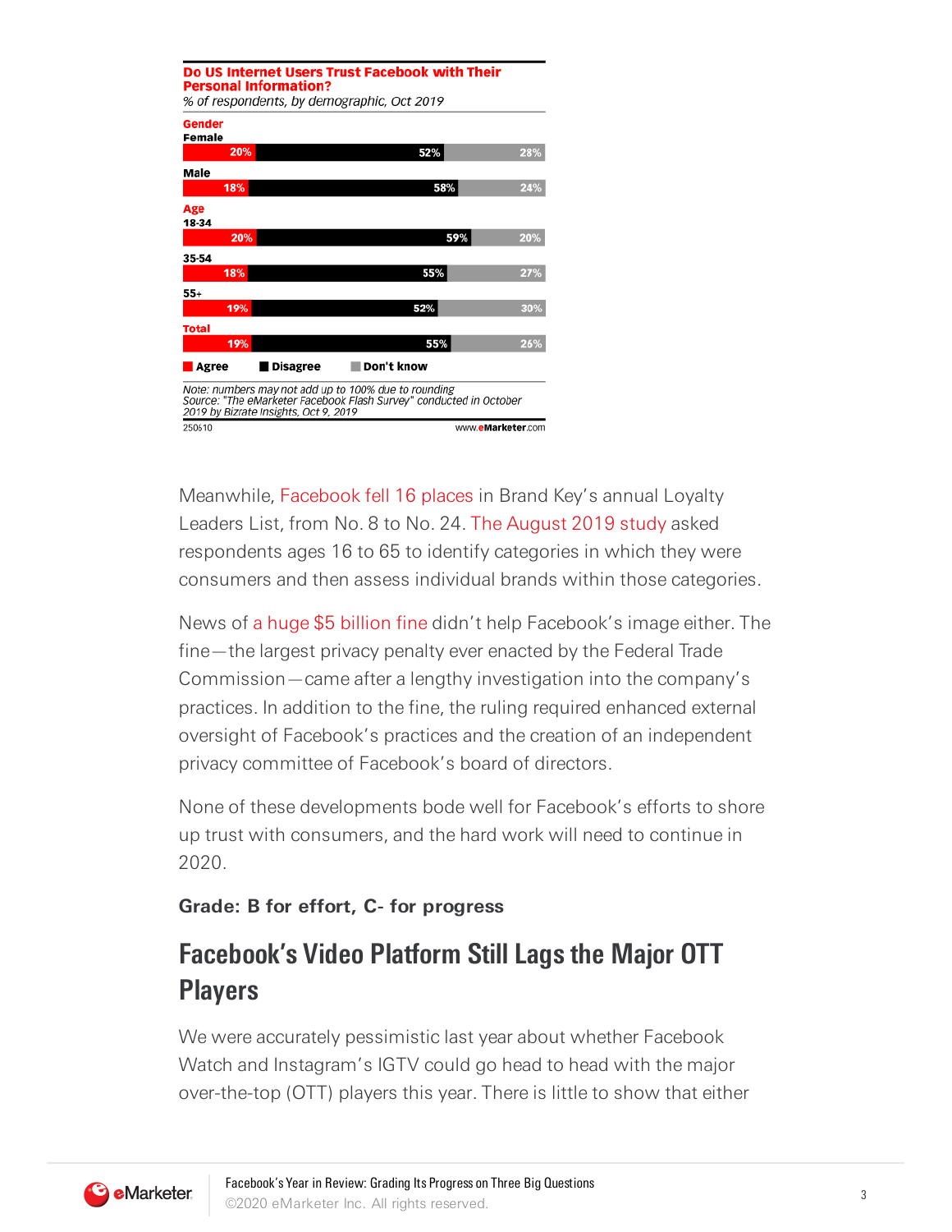**Do US Internet Users Trust Facebook with Their Personal Information?**

*% of respondents, by demographic, Oct 2019*

| | Agree | Disagree | Don't know |
|---|---|---|---|
| **Gender** | | | |
| Female | 20% | 52% | 28% |
| Male | 18% | 58% | 24% |
| **Age** | | | |
| 18-34 | 20% | 59% | 20% |
| 35-54 | 18% | 55% | 27% |
| 55+ | 19% | 52% | 30% |
| **Total** | 19% | 55% | 26% |

*Note: numbers may not add up to 100% due to rounding*
*Source: "The eMarketer Facebook Flash Survey" conducted in October 2019 by Bizrate Insights, Oct 9, 2019*

250610 www.eMarketer.com

Meanwhile, Facebook fell 16 places in Brand Key's annual Loyalty Leaders List, from No. 8 to No. 24. The August 2019 study asked respondents ages 16 to 65 to identify categories in which they were consumers and then assess individual brands within those categories.

News of a huge $5 billion fine didn't help Facebook's image either. The fine—the largest privacy penalty ever enacted by the Federal Trade Commission—came after a lengthy investigation into the company's practices. In addition to the fine, the ruling required enhanced external oversight of Facebook's practices and the creation of an independent privacy committee of Facebook's board of directors.

None of these developments bode well for Facebook's efforts to shore up trust with consumers, and the hard work will need to continue in 2020.

**Grade: B for effort, C- for progress**

## Facebook's Video Platform Still Lags the Major OTT Players

We were accurately pessimistic last year about whether Facebook Watch and Instagram's IGTV could go head to head with the major over-the-top (OTT) players this year. There is little to show that either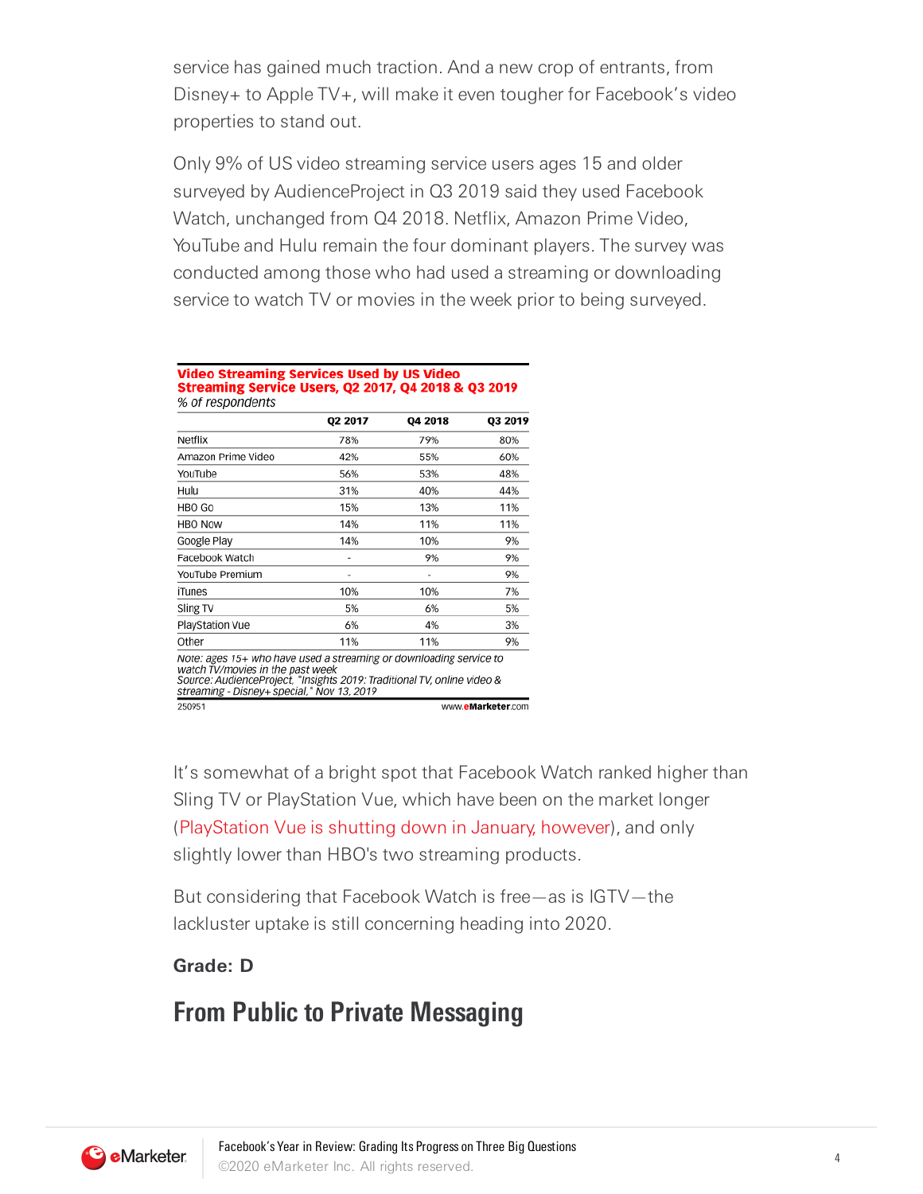service has gained much traction. And a new crop of entrants, from Disney+ to Apple TV+, will make it even tougher for Facebook's video properties to stand out.

Only 9% of US video streaming service users ages 15 and older surveyed by AudienceProject in Q3 2019 said they used Facebook Watch, unchanged from Q4 2018. Netflix, Amazon Prime Video, YouTube and Hulu remain the four dominant players. The survey was conducted among those who had used a streaming or downloading service to watch TV or movies in the week prior to being surveyed.

**Video Streaming Services Used by US Video Streaming Service Users, Q2 2017, Q4 2018 & Q3 2019**
*% of respondents*

| | Q2 2017 | Q4 2018 | Q3 2019 |
|---|---|---|---|
| Netflix | 78% | 79% | 80% |
| Amazon Prime Video | 42% | 55% | 60% |
| YouTube | 56% | 53% | 48% |
| Hulu | 31% | 40% | 44% |
| HBO Go | 15% | 13% | 11% |
| HBO Now | 14% | 11% | 11% |
| Google Play | 14% | 10% | 9% |
| Facebook Watch | - | 9% | 9% |
| YouTube Premium | - | - | 9% |
| iTunes | 10% | 10% | 7% |
| Sling TV | 5% | 6% | 5% |
| PlayStation Vue | 6% | 4% | 3% |
| Other | 11% | 11% | 9% |

*Note: ages 15+ who have used a streaming or downloading service to watch TV/movies in the past week*
*Source: AudienceProject, "Insights 2019: Traditional TV, online video & streaming - Disney+ special," Nov 13, 2019*

250951 www.eMarketer.com

It's somewhat of a bright spot that Facebook Watch ranked higher than Sling TV or PlayStation Vue, which have been on the market longer (PlayStation Vue is shutting down in January, however), and only slightly lower than HBO's two streaming products.

But considering that Facebook Watch is free—as is IGTV—the lackluster uptake is still concerning heading into 2020.

**Grade: D**

## From Public to Private Messaging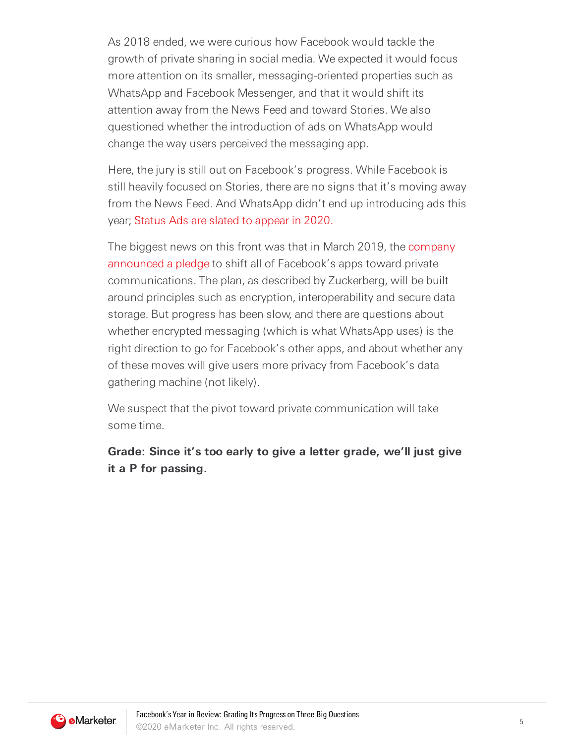As 2018 ended, we were curious how Facebook would tackle the growth of private sharing in social media. We expected it would focus more attention on its smaller, messaging-oriented properties such as WhatsApp and Facebook Messenger, and that it would shift its attention away from the News Feed and toward Stories. We also questioned whether the introduction of ads on WhatsApp would change the way users perceived the messaging app.

Here, the jury is still out on Facebook's progress. While Facebook is still heavily focused on Stories, there are no signs that it's moving away from the News Feed. And WhatsApp didn't end up introducing ads this year; Status Ads are slated to appear in 2020.

The biggest news on this front was that in March 2019, the company announced a pledge to shift all of Facebook's apps toward private communications. The plan, as described by Zuckerberg, will be built around principles such as encryption, interoperability and secure data storage. But progress has been slow, and there are questions about whether encrypted messaging (which is what WhatsApp uses) is the right direction to go for Facebook's other apps, and about whether any of these moves will give users more privacy from Facebook's data gathering machine (not likely).

We suspect that the pivot toward private communication will take some time.

**Grade: Since it's too early to give a letter grade, we'll just give it a P for passing.**